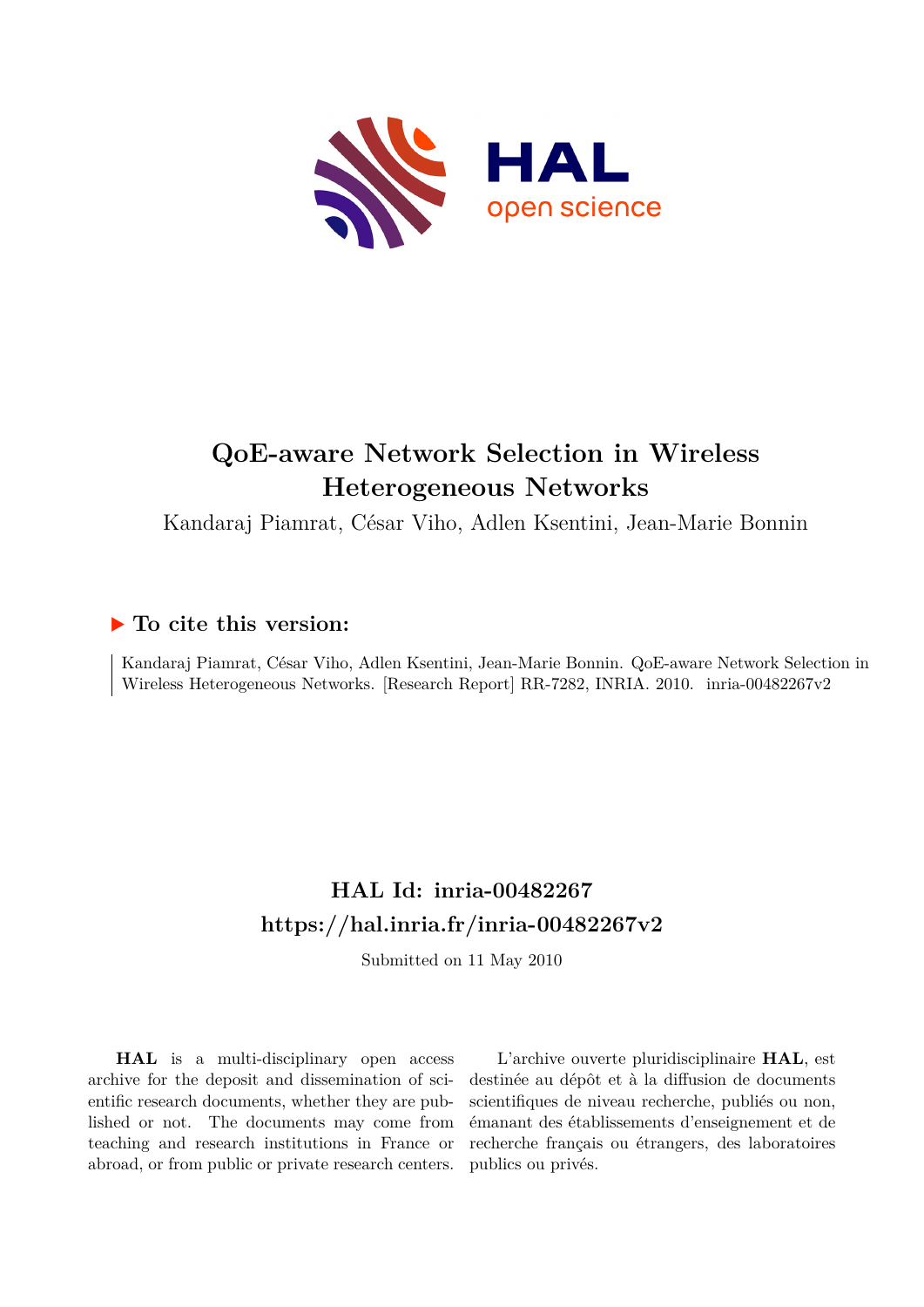# QoE-aware Network Selection in Wireless Heterogeneous Networks

Kandaraj Piamrat, César Viho, Adlen Ksentini, Jean-Marie Bonnin

## ▶ To cite this version:

Kandaraj Piamrat, César Viho, Adlen Ksentini, Jean-Marie Bonnin. QoE-aware Network Selection in Wireless Heterogeneous Networks. [Research Report] RR-7282, INRIA. 2010. inria-00482267v2

## HAL Id: inria-00482267
## https://hal.inria.fr/inria-00482267v2

Submitted on 11 May 2010

**HAL** is a multi-disciplinary open access archive for the deposit and dissemination of scientific research documents, whether they are published or not. The documents may come from teaching and research institutions in France or abroad, or from public or private research centers.

L'archive ouverte pluridisciplinaire **HAL**, est destinée au dépôt et à la diffusion de documents scientifiques de niveau recherche, publiés ou non, émanant des établissements d'enseignement et de recherche français ou étrangers, des laboratoires publics ou privés.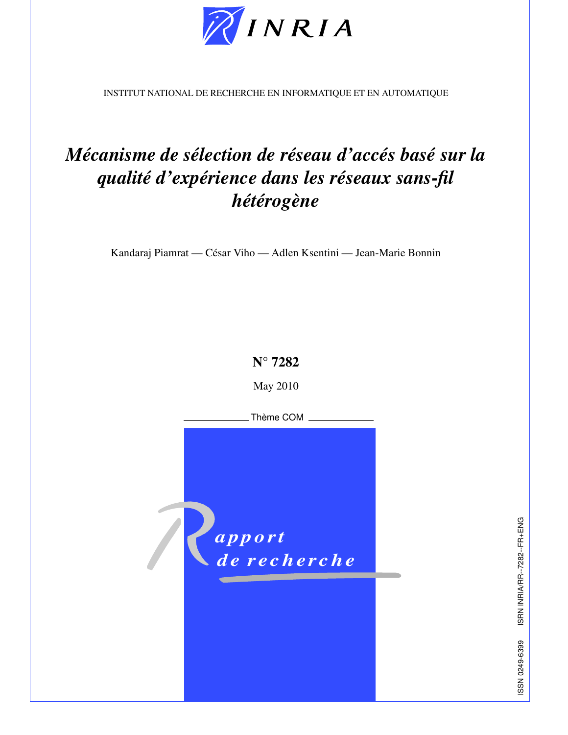INSTITUT NATIONAL DE RECHERCHE EN INFORMATIQUE ET EN AUTOMATIQUE

# *Mécanisme de sélection de réseau d'accés basé sur la qualité d'expérience dans les réseaux sans-fil hétérogène*

Kandaraj Piamrat — César Viho — Adlen Ksentini — Jean-Marie Bonnin

**N° 7282**

May 2010

Thème COM

*apport de recherche*

ISSN 0249-6399 ISRN INRIA/RR--7282--FR+ENG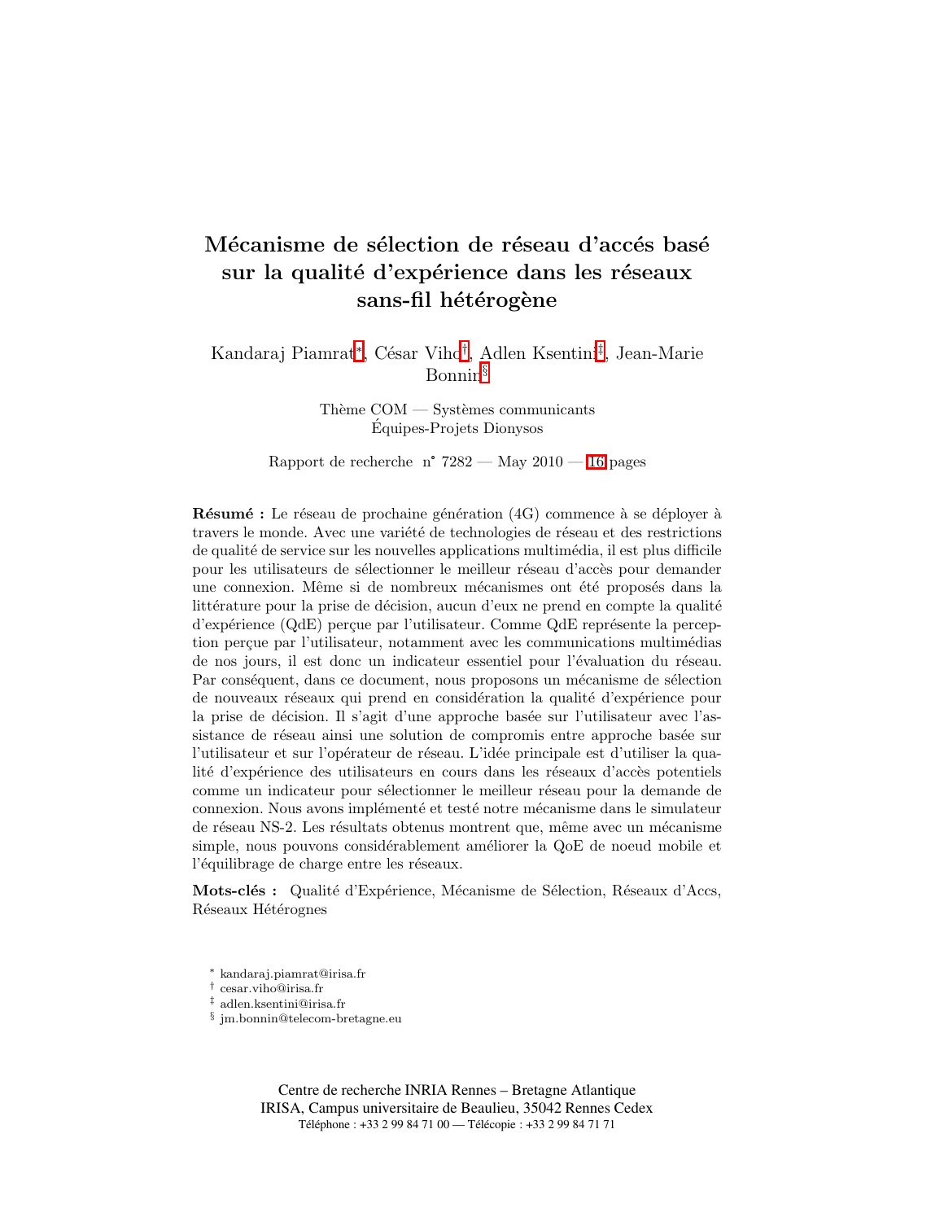# Mécanisme de sélection de réseau d'accés basé sur la qualité d'expérience dans les réseaux sans-fil hétérogène

Kandaraj Piamrat[*], César Viho[†], Adlen Ksentini[‡], Jean-Marie Bonnin[§]

Thème COM — Systèmes communicants
Équipes-Projets Dionysos

Rapport de recherche n° 7282 — May 2010 — 16 pages

**Résumé :** Le réseau de prochaine génération (4G) commence à se déployer à travers le monde. Avec une variété de technologies de réseau et des restrictions de qualité de service sur les nouvelles applications multimédia, il est plus difficile pour les utilisateurs de sélectionner le meilleur réseau d'accès pour demander une connexion. Même si de nombreux mécanismes ont été proposés dans la littérature pour la prise de décision, aucun d'eux ne prend en compte la qualité d'expérience (QdE) perçue par l'utilisateur. Comme QdE représente la perception perçue par l'utilisateur, notamment avec les communications multimédias de nos jours, il est donc un indicateur essentiel pour l'évaluation du réseau. Par conséquent, dans ce document, nous proposons un mécanisme de sélection de nouveaux réseaux qui prend en considération la qualité d'expérience pour la prise de décision. Il s'agit d'une approche basée sur l'utilisateur avec l'assistance de réseau ainsi une solution de compromis entre approche basée sur l'utilisateur et sur l'opérateur de réseau. L'idée principale est d'utiliser la qualité d'expérience des utilisateurs en cours dans les réseaux d'accès potentiels comme un indicateur pour sélectionner le meilleur réseau pour la demande de connexion. Nous avons implémenté et testé notre mécanisme dans le simulateur de réseau NS-2. Les résultats obtenus montrent que, même avec un mécanisme simple, nous pouvons considérablement améliorer la QoE de noeud mobile et l'équilibrage de charge entre les réseaux.

**Mots-clés :** Qualité d'Expérience, Mécanisme de Sélection, Réseaux d'Accs, Réseaux Hétérognes

[*] kandaraj.piamrat@irisa.fr
[†] cesar.viho@irisa.fr
[‡] adlen.ksentini@irisa.fr
[§] jm.bonnin@telecom-bretagne.eu

Centre de recherche INRIA Rennes – Bretagne Atlantique
IRISA, Campus universitaire de Beaulieu, 35042 Rennes Cedex
Téléphone : +33 2 99 84 71 00 — Télécopie : +33 2 99 84 71 71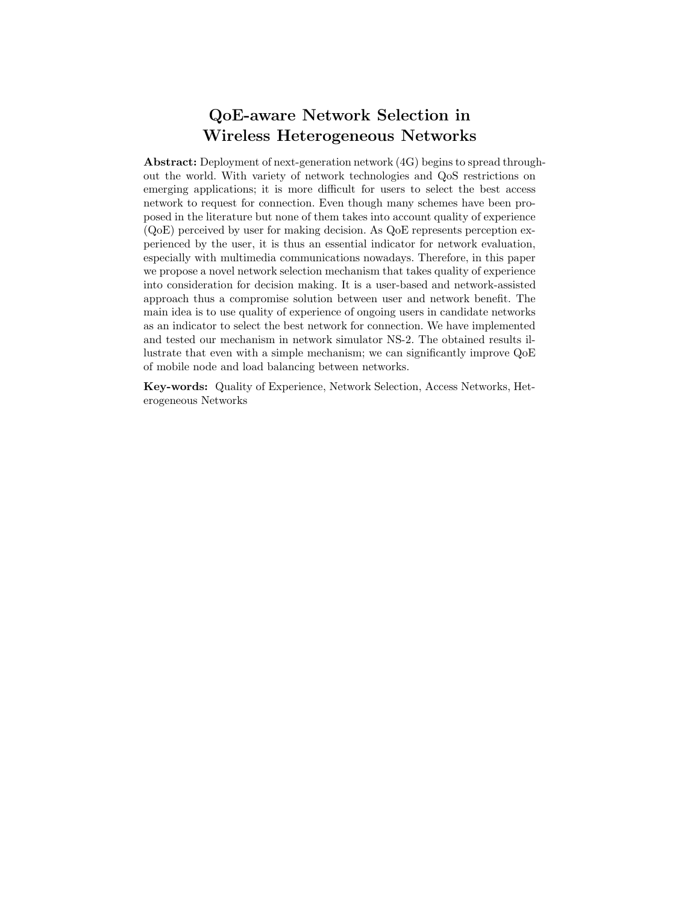# QoE-aware Network Selection in Wireless Heterogeneous Networks

**Abstract:** Deployment of next-generation network (4G) begins to spread throughout the world. With variety of network technologies and QoS restrictions on emerging applications; it is more difficult for users to select the best access network to request for connection. Even though many schemes have been proposed in the literature but none of them takes into account quality of experience (QoE) perceived by user for making decision. As QoE represents perception experienced by the user, it is thus an essential indicator for network evaluation, especially with multimedia communications nowadays. Therefore, in this paper we propose a novel network selection mechanism that takes quality of experience into consideration for decision making. It is a user-based and network-assisted approach thus a compromise solution between user and network benefit. The main idea is to use quality of experience of ongoing users in candidate networks as an indicator to select the best network for connection. We have implemented and tested our mechanism in network simulator NS-2. The obtained results illustrate that even with a simple mechanism; we can significantly improve QoE of mobile node and load balancing between networks.

**Key-words:** Quality of Experience, Network Selection, Access Networks, Heterogeneous Networks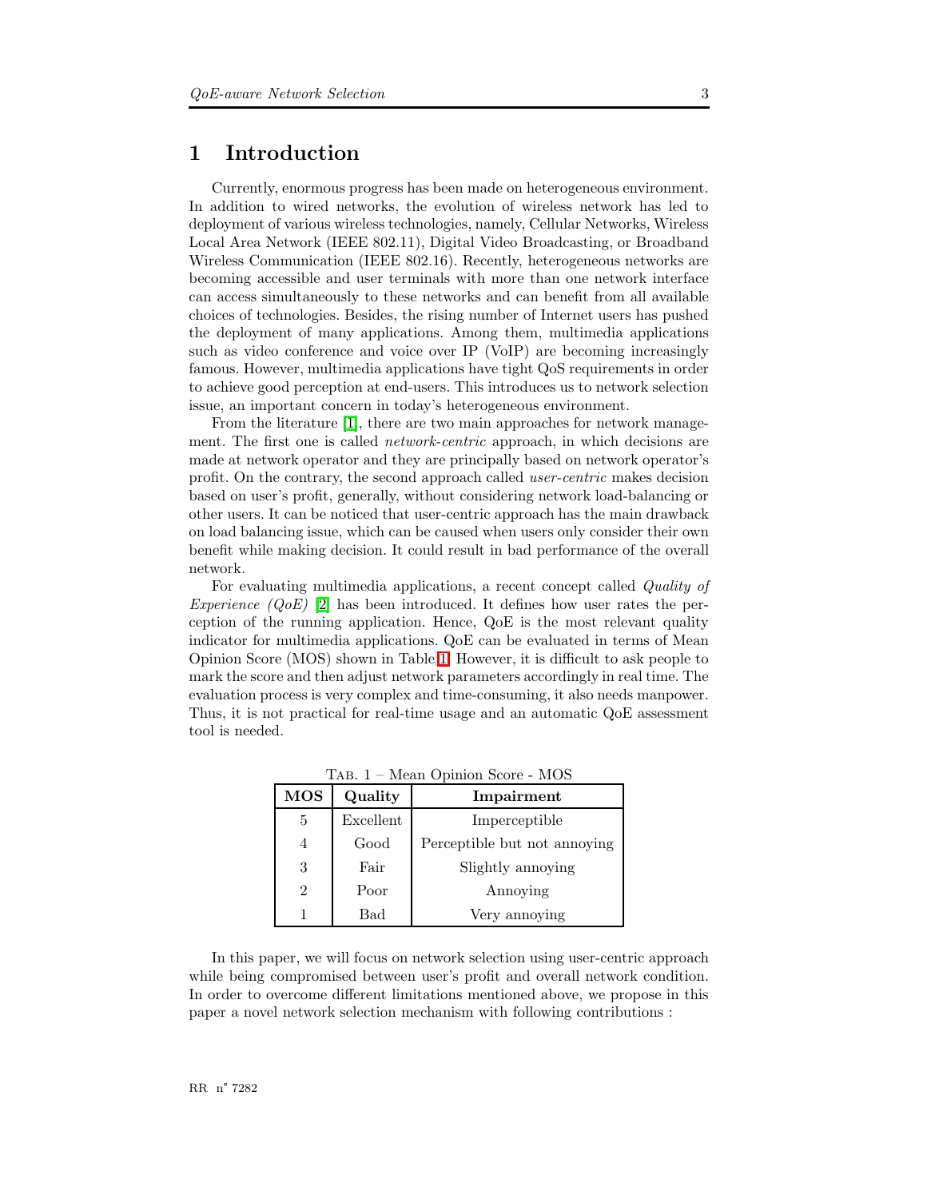# 1 Introduction

Currently, enormous progress has been made on heterogeneous environment. In addition to wired networks, the evolution of wireless network has led to deployment of various wireless technologies, namely, Cellular Networks, Wireless Local Area Network (IEEE 802.11), Digital Video Broadcasting, or Broadband Wireless Communication (IEEE 802.16). Recently, heterogeneous networks are becoming accessible and user terminals with more than one network interface can access simultaneously to these networks and can benefit from all available choices of technologies. Besides, the rising number of Internet users has pushed the deployment of many applications. Among them, multimedia applications such as video conference and voice over IP (VoIP) are becoming increasingly famous. However, multimedia applications have tight QoS requirements in order to achieve good perception at end-users. This introduces us to network selection issue, an important concern in today's heterogeneous environment.

From the literature [1], there are two main approaches for network management. The first one is called *network-centric* approach, in which decisions are made at network operator and they are principally based on network operator's profit. On the contrary, the second approach called *user-centric* makes decision based on user's profit, generally, without considering network load-balancing or other users. It can be noticed that user-centric approach has the main drawback on load balancing issue, which can be caused when users only consider their own benefit while making decision. It could result in bad performance of the overall network.

For evaluating multimedia applications, a recent concept called *Quality of Experience (QoE)* [2] has been introduced. It defines how user rates the perception of the running application. Hence, QoE is the most relevant quality indicator for multimedia applications. QoE can be evaluated in terms of Mean Opinion Score (MOS) shown in Table 1. However, it is difficult to ask people to mark the score and then adjust network parameters accordingly in real time. The evaluation process is very complex and time-consuming, it also needs manpower. Thus, it is not practical for real-time usage and an automatic QoE assessment tool is needed.

Tab. 1 – Mean Opinion Score - MOS

| MOS | Quality | Impairment |
|---|---|---|
| 5 | Excellent | Imperceptible |
| 4 | Good | Perceptible but not annoying |
| 3 | Fair | Slightly annoying |
| 2 | Poor | Annoying |
| 1 | Bad | Very annoying |

In this paper, we will focus on network selection using user-centric approach while being compromised between user's profit and overall network condition. In order to overcome different limitations mentioned above, we propose in this paper a novel network selection mechanism with following contributions :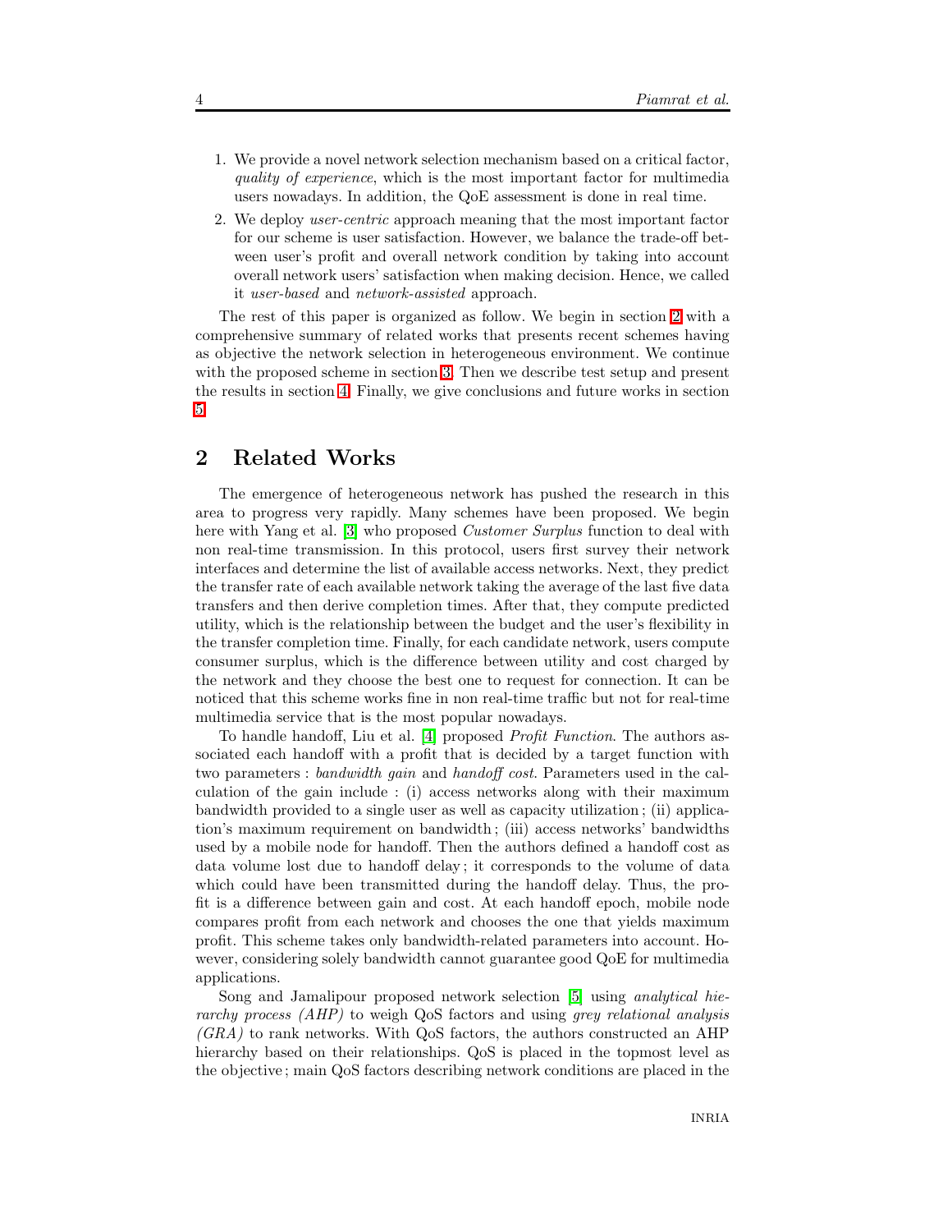1. We provide a novel network selection mechanism based on a critical factor, *quality of experience*, which is the most important factor for multimedia users nowadays. In addition, the QoE assessment is done in real time.
2. We deploy *user-centric* approach meaning that the most important factor for our scheme is user satisfaction. However, we balance the trade-off between user's profit and overall network condition by taking into account overall network users' satisfaction when making decision. Hence, we called it *user-based* and *network-assisted* approach.

The rest of this paper is organized as follow. We begin in section 2 with a comprehensive summary of related works that presents recent schemes having as objective the network selection in heterogeneous environment. We continue with the proposed scheme in section 3. Then we describe test setup and present the results in section 4. Finally, we give conclusions and future works in section 5.

## 2 Related Works

The emergence of heterogeneous network has pushed the research in this area to progress very rapidly. Many schemes have been proposed. We begin here with Yang et al. [3] who proposed *Customer Surplus* function to deal with non real-time transmission. In this protocol, users first survey their network interfaces and determine the list of available access networks. Next, they predict the transfer rate of each available network taking the average of the last five data transfers and then derive completion times. After that, they compute predicted utility, which is the relationship between the budget and the user's flexibility in the transfer completion time. Finally, for each candidate network, users compute consumer surplus, which is the difference between utility and cost charged by the network and they choose the best one to request for connection. It can be noticed that this scheme works fine in non real-time traffic but not for real-time multimedia service that is the most popular nowadays.

To handle handoff, Liu et al. [4] proposed *Profit Function*. The authors associated each handoff with a profit that is decided by a target function with two parameters : *bandwidth gain* and *handoff cost*. Parameters used in the calculation of the gain include : (i) access networks along with their maximum bandwidth provided to a single user as well as capacity utilization ; (ii) application's maximum requirement on bandwidth ; (iii) access networks' bandwidths used by a mobile node for handoff. Then the authors defined a handoff cost as data volume lost due to handoff delay ; it corresponds to the volume of data which could have been transmitted during the handoff delay. Thus, the profit is a difference between gain and cost. At each handoff epoch, mobile node compares profit from each network and chooses the one that yields maximum profit. This scheme takes only bandwidth-related parameters into account. However, considering solely bandwidth cannot guarantee good QoE for multimedia applications.

Song and Jamalipour proposed network selection [5] using *analytical hierarchy process (AHP)* to weigh QoS factors and using *grey relational analysis (GRA)* to rank networks. With QoS factors, the authors constructed an AHP hierarchy based on their relationships. QoS is placed in the topmost level as the objective ; main QoS factors describing network conditions are placed in the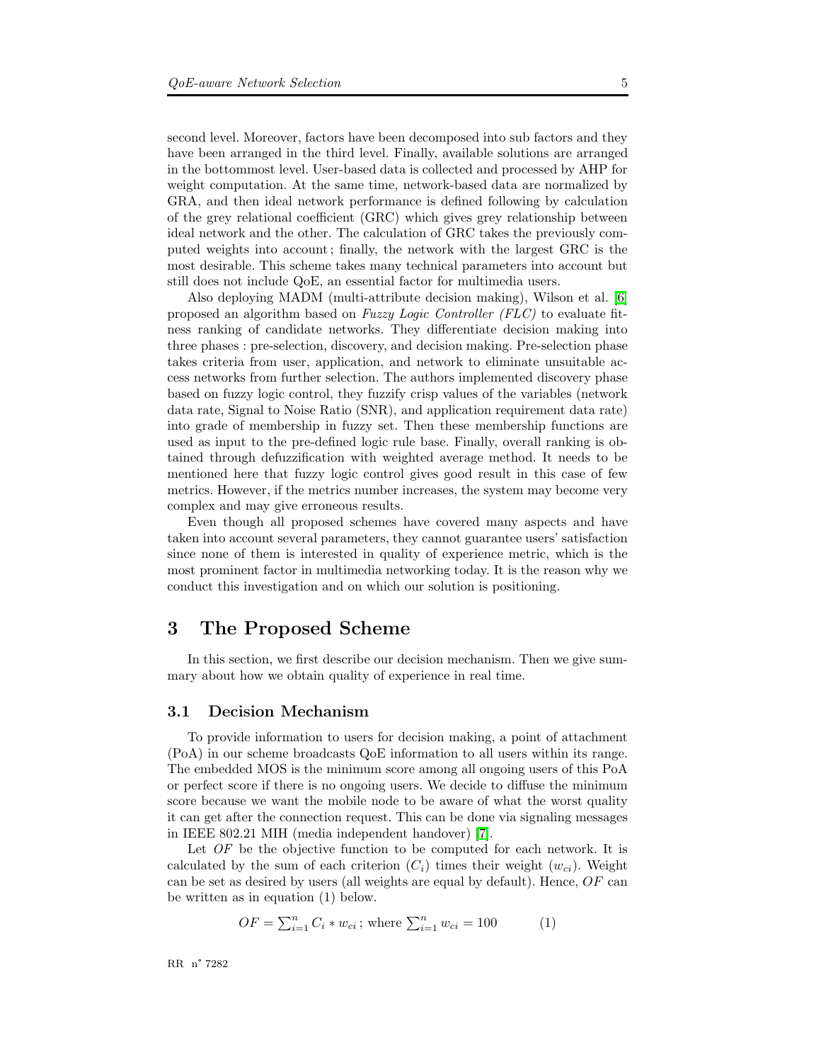second level. Moreover, factors have been decomposed into sub factors and they have been arranged in the third level. Finally, available solutions are arranged in the bottommost level. User-based data is collected and processed by AHP for weight computation. At the same time, network-based data are normalized by GRA, and then ideal network performance is defined following by calculation of the grey relational coefficient (GRC) which gives grey relationship between ideal network and the other. The calculation of GRC takes the previously computed weights into account ; finally, the network with the largest GRC is the most desirable. This scheme takes many technical parameters into account but still does not include QoE, an essential factor for multimedia users.

Also deploying MADM (multi-attribute decision making), Wilson et al. [6] proposed an algorithm based on *Fuzzy Logic Controller (FLC)* to evaluate fitness ranking of candidate networks. They differentiate decision making into three phases : pre-selection, discovery, and decision making. Pre-selection phase takes criteria from user, application, and network to eliminate unsuitable access networks from further selection. The authors implemented discovery phase based on fuzzy logic control, they fuzzify crisp values of the variables (network data rate, Signal to Noise Ratio (SNR), and application requirement data rate) into grade of membership in fuzzy set. Then these membership functions are used as input to the pre-defined logic rule base. Finally, overall ranking is obtained through defuzzification with weighted average method. It needs to be mentioned here that fuzzy logic control gives good result in this case of few metrics. However, if the metrics number increases, the system may become very complex and may give erroneous results.

Even though all proposed schemes have covered many aspects and have taken into account several parameters, they cannot guarantee users' satisfaction since none of them is interested in quality of experience metric, which is the most prominent factor in multimedia networking today. It is the reason why we conduct this investigation and on which our solution is positioning.

# 3 The Proposed Scheme

In this section, we first describe our decision mechanism. Then we give summary about how we obtain quality of experience in real time.

## 3.1 Decision Mechanism

To provide information to users for decision making, a point of attachment (PoA) in our scheme broadcasts QoE information to all users within its range. The embedded MOS is the minimum score among all ongoing users of this PoA or perfect score if there is no ongoing users. We decide to diffuse the minimum score because we want the mobile node to be aware of what the worst quality it can get after the connection request. This can be done via signaling messages in IEEE 802.21 MIH (media independent handover) [7].

Let *OF* be the objective function to be computed for each network. It is calculated by the sum of each criterion ($C_i$) times their weight ($w_{ci}$). Weight can be set as desired by users (all weights are equal by default). Hence, *OF* can be written as in equation (1) below.

$$OF = \sum_{i=1}^{n} C_i * w_{ci} \text{ ; where } \sum_{i=1}^{n} w_{ci} = 100 \qquad (1)$$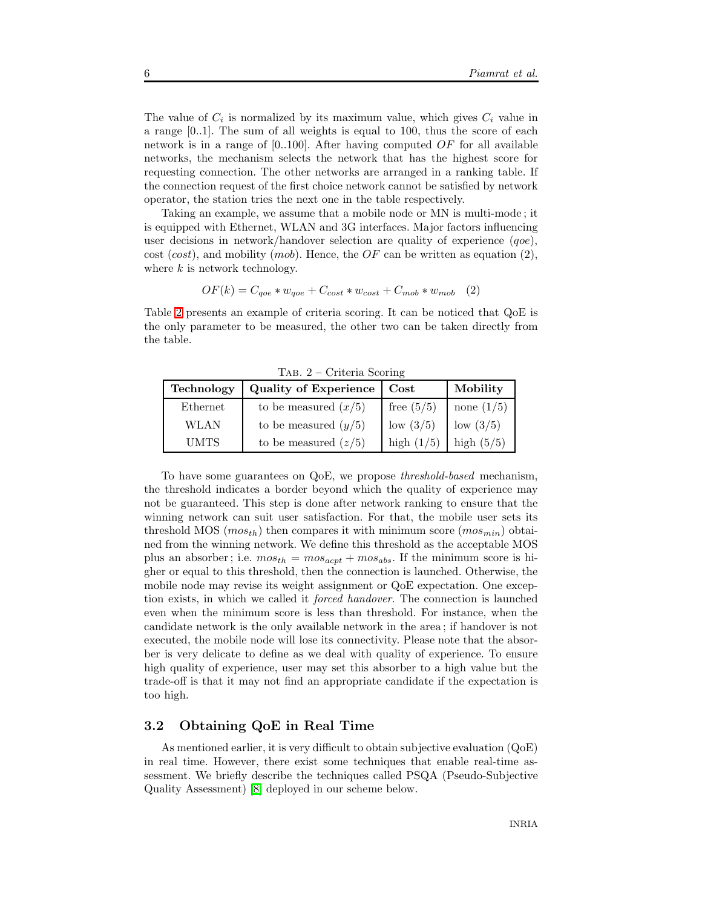The value of $C_i$ is normalized by its maximum value, which gives $C_i$ value in a range [0..1]. The sum of all weights is equal to 100, thus the score of each network is in a range of [0..100]. After having computed $OF$ for all available networks, the mechanism selects the network that has the highest score for requesting connection. The other networks are arranged in a ranking table. If the connection request of the first choice network cannot be satisfied by network operator, the station tries the next one in the table respectively.

Taking an example, we assume that a mobile node or MN is multi-mode ; it is equipped with Ethernet, WLAN and 3G interfaces. Major factors influencing user decisions in network/handover selection are quality of experience (*qoe*), cost (*cost*), and mobility (*mob*). Hence, the $OF$ can be written as equation (2), where $k$ is network technology.

$$OF(k) = C_{qoe} * w_{qoe} + C_{cost} * w_{cost} + C_{mob} * w_{mob} \quad (2)$$

Table 2 presents an example of criteria scoring. It can be noticed that QoE is the only parameter to be measured, the other two can be taken directly from the table.

Tab. 2 – Criteria Scoring

| **Technology** | **Quality of Experience** | **Cost** | **Mobility** |
|---|---|---|---|
| Ethernet | to be measured ($x/5$) | free (5/5) | none (1/5) |
| WLAN | to be measured ($y/5$) | low (3/5) | low (3/5) |
| UMTS | to be measured ($z/5$) | high (1/5) | high (5/5) |

To have some guarantees on QoE, we propose *threshold-based* mechanism, the threshold indicates a border beyond which the quality of experience may not be guaranteed. This step is done after network ranking to ensure that the winning network can suit user satisfaction. For that, the mobile user sets its threshold MOS ($mos_{th}$) then compares it with minimum score ($mos_{min}$) obtained from the winning network. We define this threshold as the acceptable MOS plus an absorber ; i.e. $mos_{th} = mos_{acpt} + mos_{abs}$. If the minimum score is higher or equal to this threshold, then the connection is launched. Otherwise, the mobile node may revise its weight assignment or QoE expectation. One exception exists, in which we called it *forced handover*. The connection is launched even when the minimum score is less than threshold. For instance, when the candidate network is the only available network in the area ; if handover is not executed, the mobile node will lose its connectivity. Please note that the absorber is very delicate to define as we deal with quality of experience. To ensure high quality of experience, user may set this absorber to a high value but the trade-off is that it may not find an appropriate candidate if the expectation is too high.

### 3.2 Obtaining QoE in Real Time

As mentioned earlier, it is very difficult to obtain subjective evaluation (QoE) in real time. However, there exist some techniques that enable real-time assessment. We briefly describe the techniques called PSQA (Pseudo-Subjective Quality Assessment) [8] deployed in our scheme below.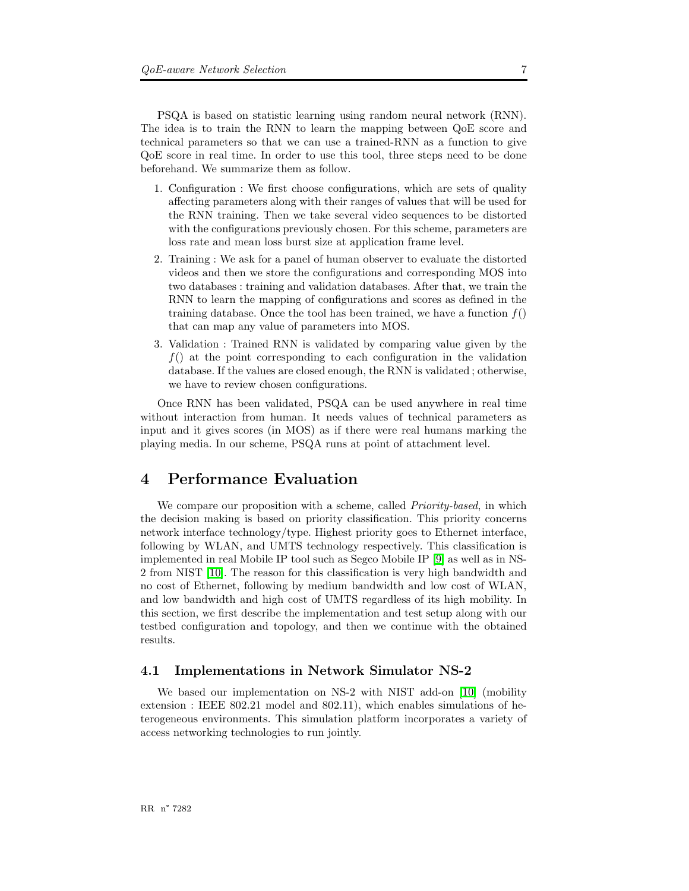PSQA is based on statistic learning using random neural network (RNN). The idea is to train the RNN to learn the mapping between QoE score and technical parameters so that we can use a trained-RNN as a function to give QoE score in real time. In order to use this tool, three steps need to be done beforehand. We summarize them as follow.

1. Configuration : We first choose configurations, which are sets of quality affecting parameters along with their ranges of values that will be used for the RNN training. Then we take several video sequences to be distorted with the configurations previously chosen. For this scheme, parameters are loss rate and mean loss burst size at application frame level.
2. Training : We ask for a panel of human observer to evaluate the distorted videos and then we store the configurations and corresponding MOS into two databases : training and validation databases. After that, we train the RNN to learn the mapping of configurations and scores as defined in the training database. Once the tool has been trained, we have a function $f()$ that can map any value of parameters into MOS.
3. Validation : Trained RNN is validated by comparing value given by the $f()$ at the point corresponding to each configuration in the validation database. If the values are closed enough, the RNN is validated ; otherwise, we have to review chosen configurations.

Once RNN has been validated, PSQA can be used anywhere in real time without interaction from human. It needs values of technical parameters as input and it gives scores (in MOS) as if there were real humans marking the playing media. In our scheme, PSQA runs at point of attachment level.

# 4 Performance Evaluation

We compare our proposition with a scheme, called *Priority-based*, in which the decision making is based on priority classification. This priority concerns network interface technology/type. Highest priority goes to Ethernet interface, following by WLAN, and UMTS technology respectively. This classification is implemented in real Mobile IP tool such as Segco Mobile IP [9] as well as in NS-2 from NIST [10]. The reason for this classification is very high bandwidth and no cost of Ethernet, following by medium bandwidth and low cost of WLAN, and low bandwidth and high cost of UMTS regardless of its high mobility. In this section, we first describe the implementation and test setup along with our testbed configuration and topology, and then we continue with the obtained results.

## 4.1 Implementations in Network Simulator NS-2

We based our implementation on NS-2 with NIST add-on [10] (mobility extension : IEEE 802.21 model and 802.11), which enables simulations of heterogeneous environments. This simulation platform incorporates a variety of access networking technologies to run jointly.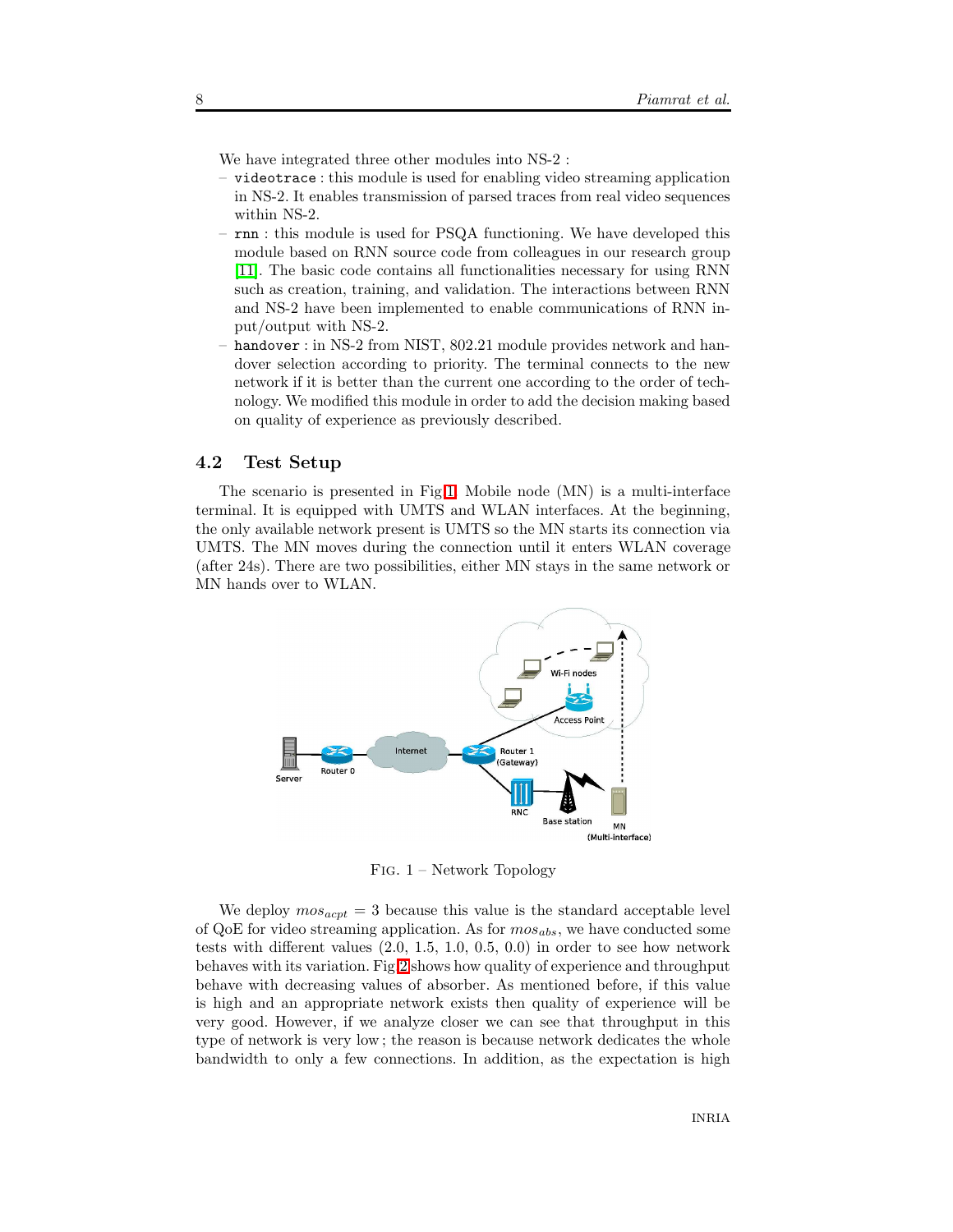We have integrated three other modules into NS-2 :

- `videotrace` : this module is used for enabling video streaming application in NS-2. It enables transmission of parsed traces from real video sequences within NS-2.
- `rnn` : this module is used for PSQA functioning. We have developed this module based on RNN source code from colleagues in our research group [11]. The basic code contains all functionalities necessary for using RNN such as creation, training, and validation. The interactions between RNN and NS-2 have been implemented to enable communications of RNN input/output with NS-2.
- `handover` : in NS-2 from NIST, 802.21 module provides network and handover selection according to priority. The terminal connects to the new network if it is better than the current one according to the order of technology. We modified this module in order to add the decision making based on quality of experience as previously described.

### 4.2 Test Setup

The scenario is presented in Fig 1. Mobile node (MN) is a multi-interface terminal. It is equipped with UMTS and WLAN interfaces. At the beginning, the only available network present is UMTS so the MN starts its connection via UMTS. The MN moves during the connection until it enters WLAN coverage (after 24s). There are two possibilities, either MN stays in the same network or MN hands over to WLAN.

FIG. 1 – Network Topology

We deploy $mos_{acpt} = 3$ because this value is the standard acceptable level of QoE for video streaming application. As for $mos_{abs}$, we have conducted some tests with different values (2.0, 1.5, 1.0, 0.5, 0.0) in order to see how network behaves with its variation. Fig 2 shows how quality of experience and throughput behave with decreasing values of absorber. As mentioned before, if this value is high and an appropriate network exists then quality of experience will be very good. However, if we analyze closer we can see that throughput in this type of network is very low ; the reason is because network dedicates the whole bandwidth to only a few connections. In addition, as the expectation is high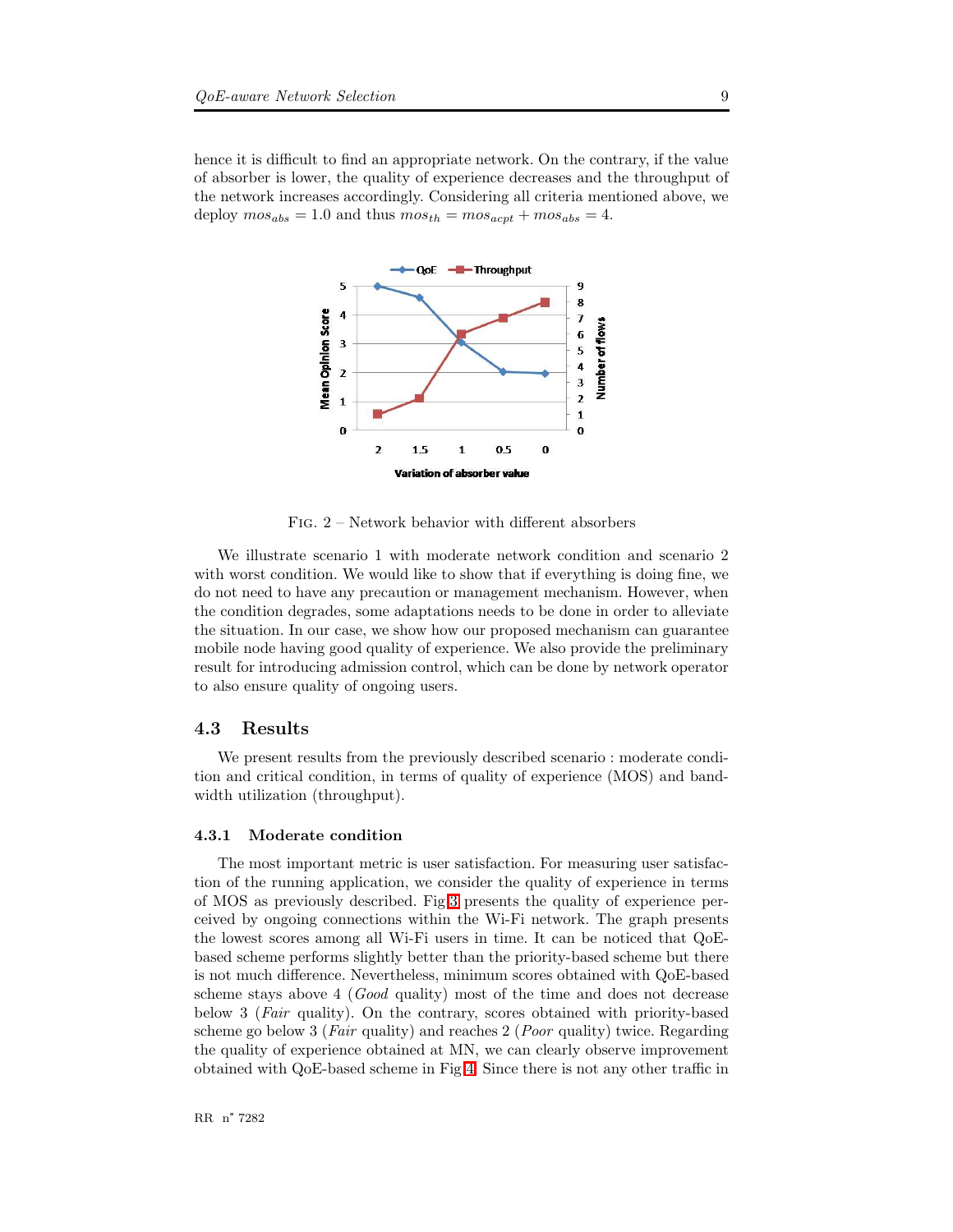hence it is difficult to find an appropriate network. On the contrary, if the value of absorber is lower, the quality of experience decreases and the throughput of the network increases accordingly. Considering all criteria mentioned above, we deploy $mos_{abs} = 1.0$ and thus $mos_{th} = mos_{acpt} + mos_{abs} = 4$.

FIG. 2 – Network behavior with different absorbers

We illustrate scenario 1 with moderate network condition and scenario 2 with worst condition. We would like to show that if everything is doing fine, we do not need to have any precaution or management mechanism. However, when the condition degrades, some adaptations needs to be done in order to alleviate the situation. In our case, we show how our proposed mechanism can guarantee mobile node having good quality of experience. We also provide the preliminary result for introducing admission control, which can be done by network operator to also ensure quality of ongoing users.

## 4.3 Results

We present results from the previously described scenario : moderate condition and critical condition, in terms of quality of experience (MOS) and bandwidth utilization (throughput).

### 4.3.1 Moderate condition

The most important metric is user satisfaction. For measuring user satisfaction of the running application, we consider the quality of experience in terms of MOS as previously described. Fig 3 presents the quality of experience perceived by ongoing connections within the Wi-Fi network. The graph presents the lowest scores among all Wi-Fi users in time. It can be noticed that QoE-based scheme performs slightly better than the priority-based scheme but there is not much difference. Nevertheless, minimum scores obtained with QoE-based scheme stays above 4 (*Good* quality) most of the time and does not decrease below 3 (*Fair* quality). On the contrary, scores obtained with priority-based scheme go below 3 (*Fair* quality) and reaches 2 (*Poor* quality) twice. Regarding the quality of experience obtained at MN, we can clearly observe improvement obtained with QoE-based scheme in Fig 4. Since there is not any other traffic in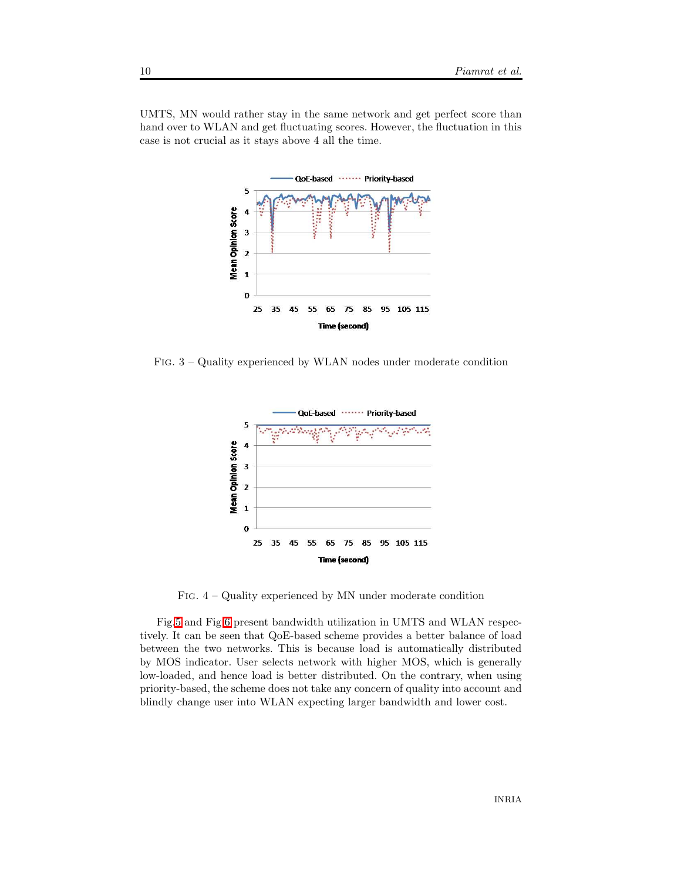UMTS, MN would rather stay in the same network and get perfect score than hand over to WLAN and get fluctuating scores. However, the fluctuation in this case is not crucial as it stays above 4 all the time.

FIG. 3 – Quality experienced by WLAN nodes under moderate condition

FIG. 4 – Quality experienced by MN under moderate condition

Fig 5 and Fig 6 present bandwidth utilization in UMTS and WLAN respectively. It can be seen that QoE-based scheme provides a better balance of load between the two networks. This is because load is automatically distributed by MOS indicator. User selects network with higher MOS, which is generally low-loaded, and hence load is better distributed. On the contrary, when using priority-based, the scheme does not take any concern of quality into account and blindly change user into WLAN expecting larger bandwidth and lower cost.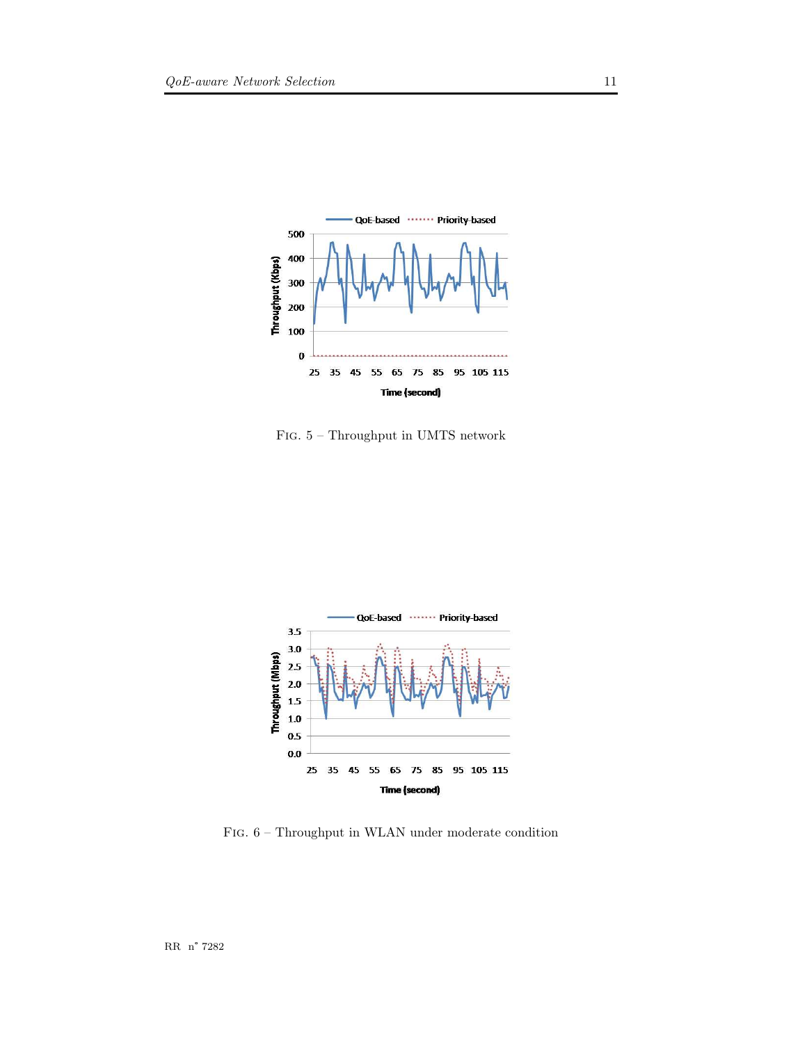Fig. 5 – Throughput in UMTS network

Fig. 6 – Throughput in WLAN under moderate condition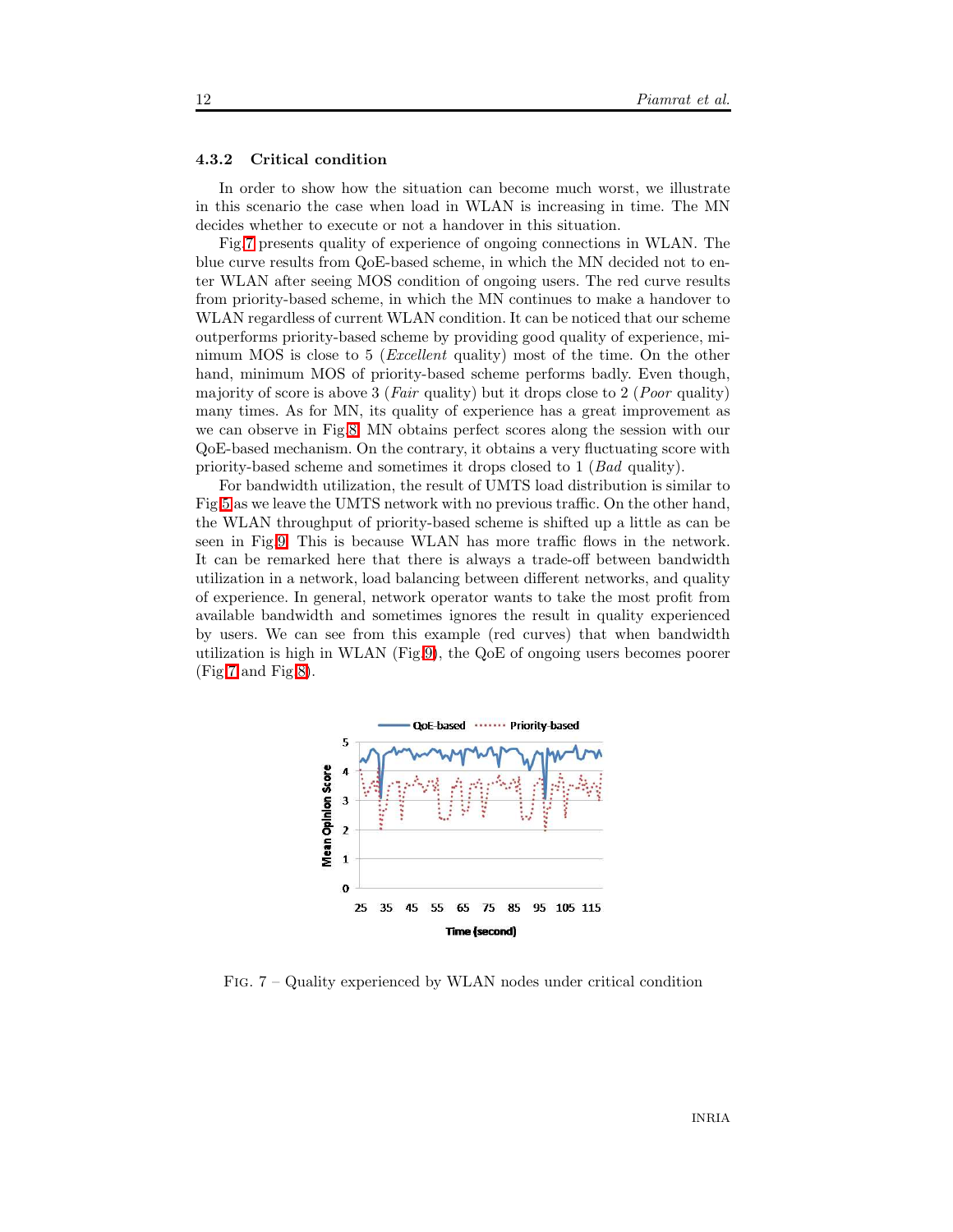#### 4.3.2 Critical condition

In order to show how the situation can become much worst, we illustrate in this scenario the case when load in WLAN is increasing in time. The MN decides whether to execute or not a handover in this situation.

Fig.7 presents quality of experience of ongoing connections in WLAN. The blue curve results from QoE-based scheme, in which the MN decided not to enter WLAN after seeing MOS condition of ongoing users. The red curve results from priority-based scheme, in which the MN continues to make a handover to WLAN regardless of current WLAN condition. It can be noticed that our scheme outperforms priority-based scheme by providing good quality of experience, minimum MOS is close to 5 (*Excellent* quality) most of the time. On the other hand, minimum MOS of priority-based scheme performs badly. Even though, majority of score is above 3 (*Fair* quality) but it drops close to 2 (*Poor* quality) many times. As for MN, its quality of experience has a great improvement as we can observe in Fig.8. MN obtains perfect scores along the session with our QoE-based mechanism. On the contrary, it obtains a very fluctuating score with priority-based scheme and sometimes it drops closed to 1 (*Bad* quality).

For bandwidth utilization, the result of UMTS load distribution is similar to Fig.5 as we leave the UMTS network with no previous traffic. On the other hand, the WLAN throughput of priority-based scheme is shifted up a little as can be seen in Fig.9. This is because WLAN has more traffic flows in the network. It can be remarked here that there is always a trade-off between bandwidth utilization in a network, load balancing between different networks, and quality of experience. In general, network operator wants to take the most profit from available bandwidth and sometimes ignores the result in quality experienced by users. We can see from this example (red curves) that when bandwidth utilization is high in WLAN (Fig.9), the QoE of ongoing users becomes poorer (Fig.7 and Fig.8).

Fig. 7 – Quality experienced by WLAN nodes under critical condition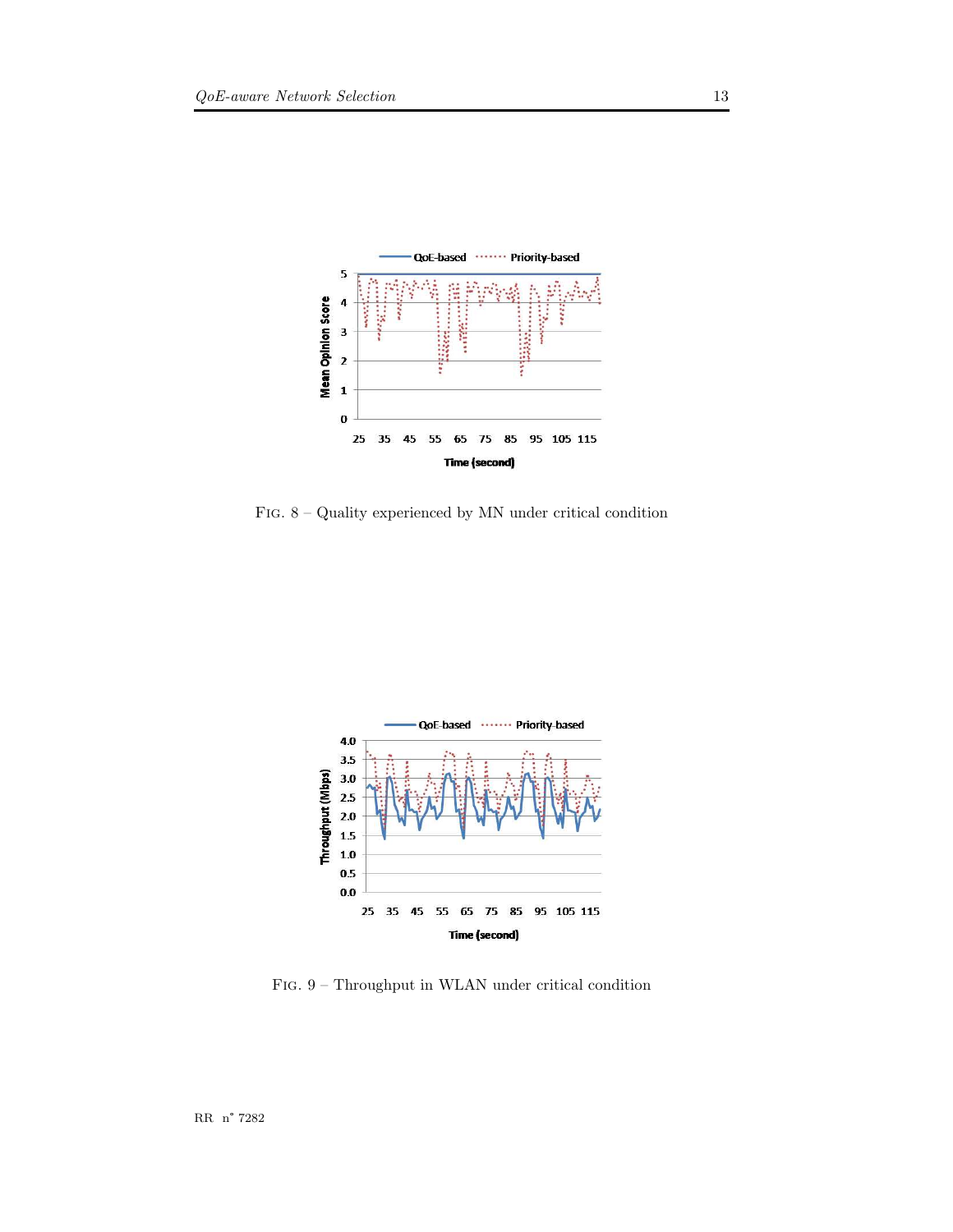Fig. 8 – Quality experienced by MN under critical condition

Fig. 9 – Throughput in WLAN under critical condition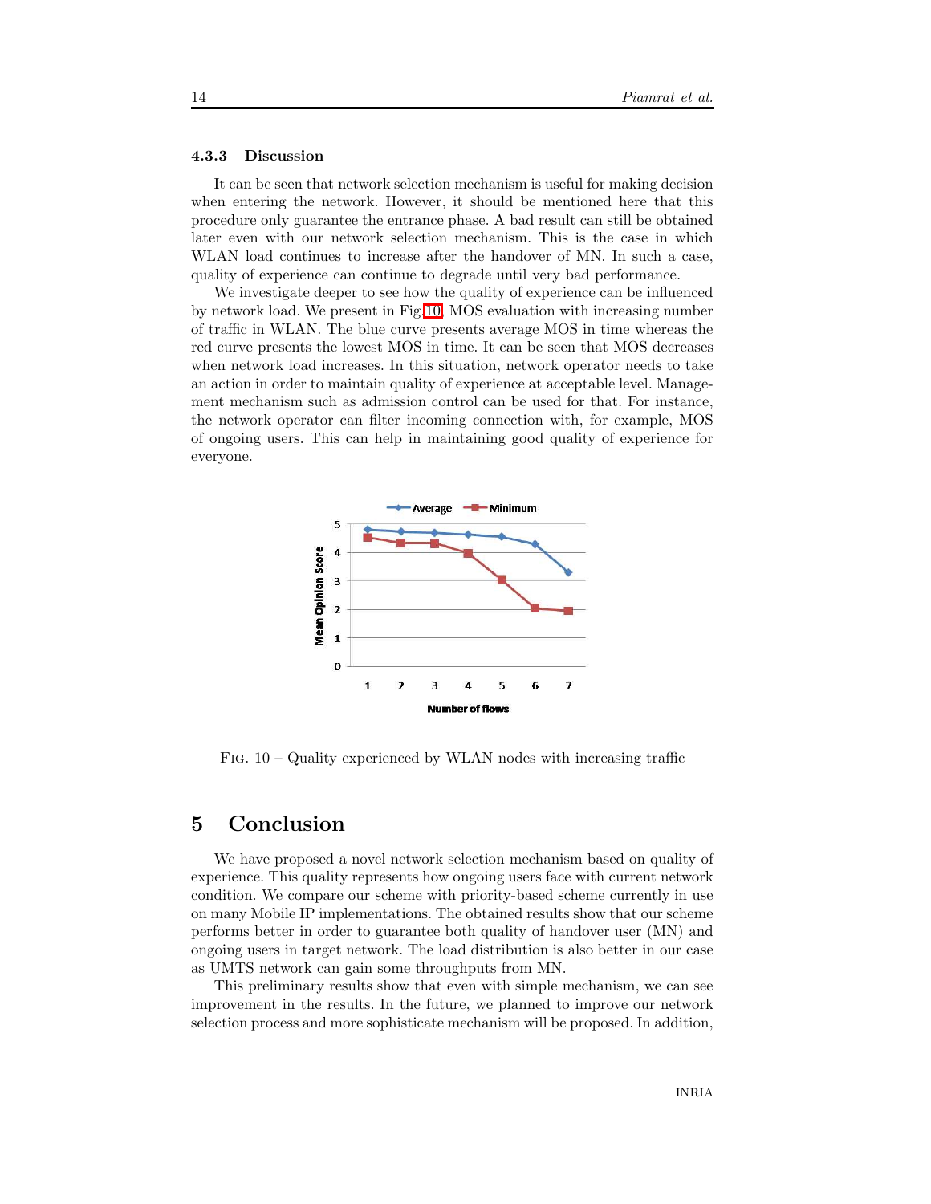### 4.3.3 Discussion

It can be seen that network selection mechanism is useful for making decision when entering the network. However, it should be mentioned here that this procedure only guarantee the entrance phase. A bad result can still be obtained later even with our network selection mechanism. This is the case in which WLAN load continues to increase after the handover of MN. In such a case, quality of experience can continue to degrade until very bad performance.

We investigate deeper to see how the quality of experience can be influenced by network load. We present in Fig.10, MOS evaluation with increasing number of traffic in WLAN. The blue curve presents average MOS in time whereas the red curve presents the lowest MOS in time. It can be seen that MOS decreases when network load increases. In this situation, network operator needs to take an action in order to maintain quality of experience at acceptable level. Management mechanism such as admission control can be used for that. For instance, the network operator can filter incoming connection with, for example, MOS of ongoing users. This can help in maintaining good quality of experience for everyone.

FIG. 10 – Quality experienced by WLAN nodes with increasing traffic

# 5 Conclusion

We have proposed a novel network selection mechanism based on quality of experience. This quality represents how ongoing users face with current network condition. We compare our scheme with priority-based scheme currently in use on many Mobile IP implementations. The obtained results show that our scheme performs better in order to guarantee both quality of handover user (MN) and ongoing users in target network. The load distribution is also better in our case as UMTS network can gain some throughputs from MN.

This preliminary results show that even with simple mechanism, we can see improvement in the results. In the future, we planned to improve our network selection process and more sophisticate mechanism will be proposed. In addition,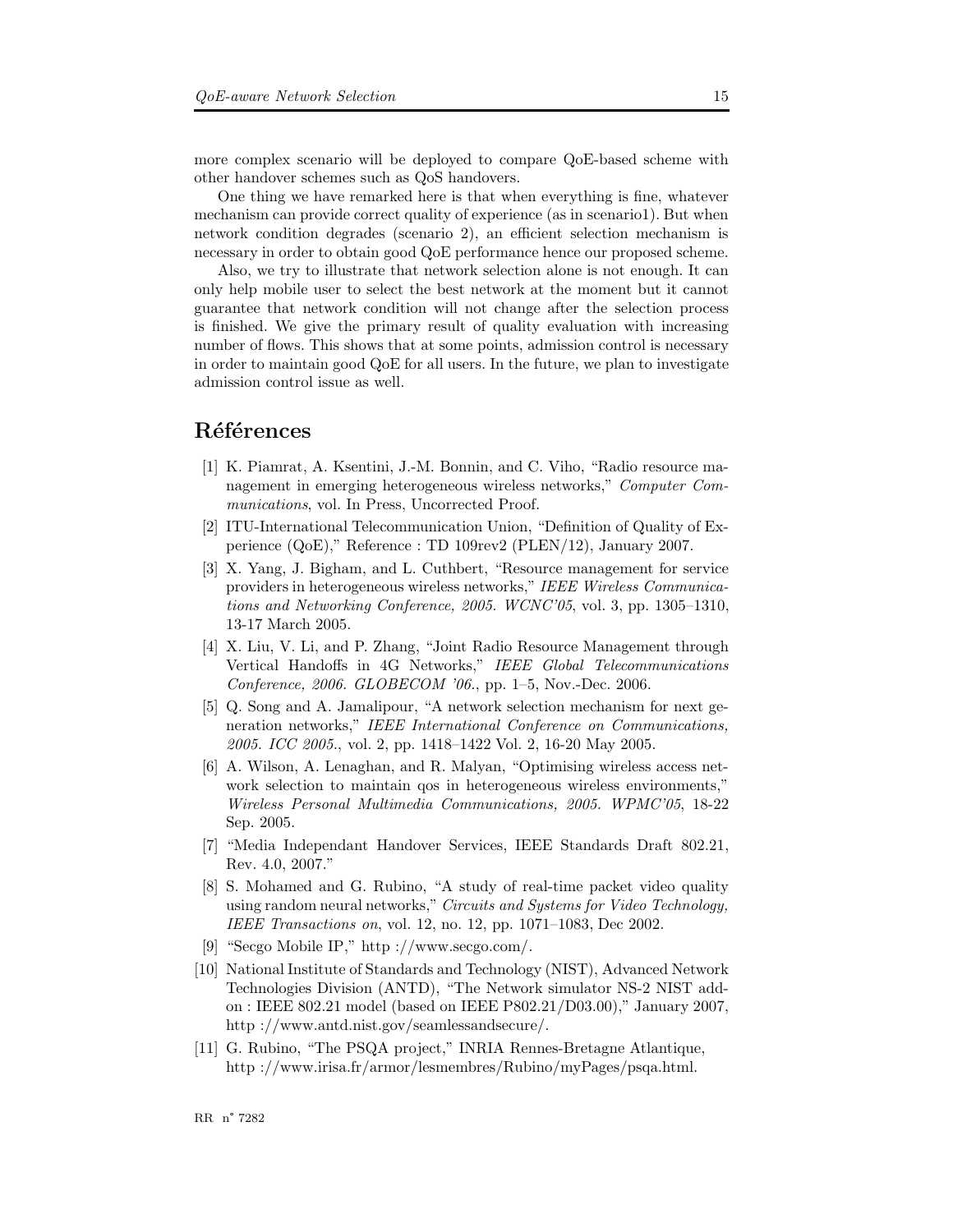more complex scenario will be deployed to compare QoE-based scheme with other handover schemes such as QoS handovers.

One thing we have remarked here is that when everything is fine, whatever mechanism can provide correct quality of experience (as in scenario1). But when network condition degrades (scenario 2), an efficient selection mechanism is necessary in order to obtain good QoE performance hence our proposed scheme.

Also, we try to illustrate that network selection alone is not enough. It can only help mobile user to select the best network at the moment but it cannot guarantee that network condition will not change after the selection process is finished. We give the primary result of quality evaluation with increasing number of flows. This shows that at some points, admission control is necessary in order to maintain good QoE for all users. In the future, we plan to investigate admission control issue as well.

## Références

[1] K. Piamrat, A. Ksentini, J.-M. Bonnin, and C. Viho, "Radio resource management in emerging heterogeneous wireless networks," *Computer Communications*, vol. In Press, Uncorrected Proof.

[2] ITU-International Telecommunication Union, "Definition of Quality of Experience (QoE)," Reference : TD 109rev2 (PLEN/12), January 2007.

[3] X. Yang, J. Bigham, and L. Cuthbert, "Resource management for service providers in heterogeneous wireless networks," *IEEE Wireless Communications and Networking Conference, 2005. WCNC'05*, vol. 3, pp. 1305–1310, 13-17 March 2005.

[4] X. Liu, V. Li, and P. Zhang, "Joint Radio Resource Management through Vertical Handoffs in 4G Networks," *IEEE Global Telecommunications Conference, 2006. GLOBECOM '06.*, pp. 1–5, Nov.-Dec. 2006.

[5] Q. Song and A. Jamalipour, "A network selection mechanism for next generation networks," *IEEE International Conference on Communications, 2005. ICC 2005.*, vol. 2, pp. 1418–1422 Vol. 2, 16-20 May 2005.

[6] A. Wilson, A. Lenaghan, and R. Malyan, "Optimising wireless access network selection to maintain qos in heterogeneous wireless environments," *Wireless Personal Multimedia Communications, 2005. WPMC'05*, 18-22 Sep. 2005.

[7] "Media Independant Handover Services, IEEE Standards Draft 802.21, Rev. 4.0, 2007."

[8] S. Mohamed and G. Rubino, "A study of real-time packet video quality using random neural networks," *Circuits and Systems for Video Technology, IEEE Transactions on*, vol. 12, no. 12, pp. 1071–1083, Dec 2002.

[9] "Secgo Mobile IP," http ://www.secgo.com/.

[10] National Institute of Standards and Technology (NIST), Advanced Network Technologies Division (ANTD), "The Network simulator NS-2 NIST add-on : IEEE 802.21 model (based on IEEE P802.21/D03.00)," January 2007, http ://www.antd.nist.gov/seamlessandsecure/.

[11] G. Rubino, "The PSQA project," INRIA Rennes-Bretagne Atlantique, http ://www.irisa.fr/armor/lesmembres/Rubino/myPages/psqa.html.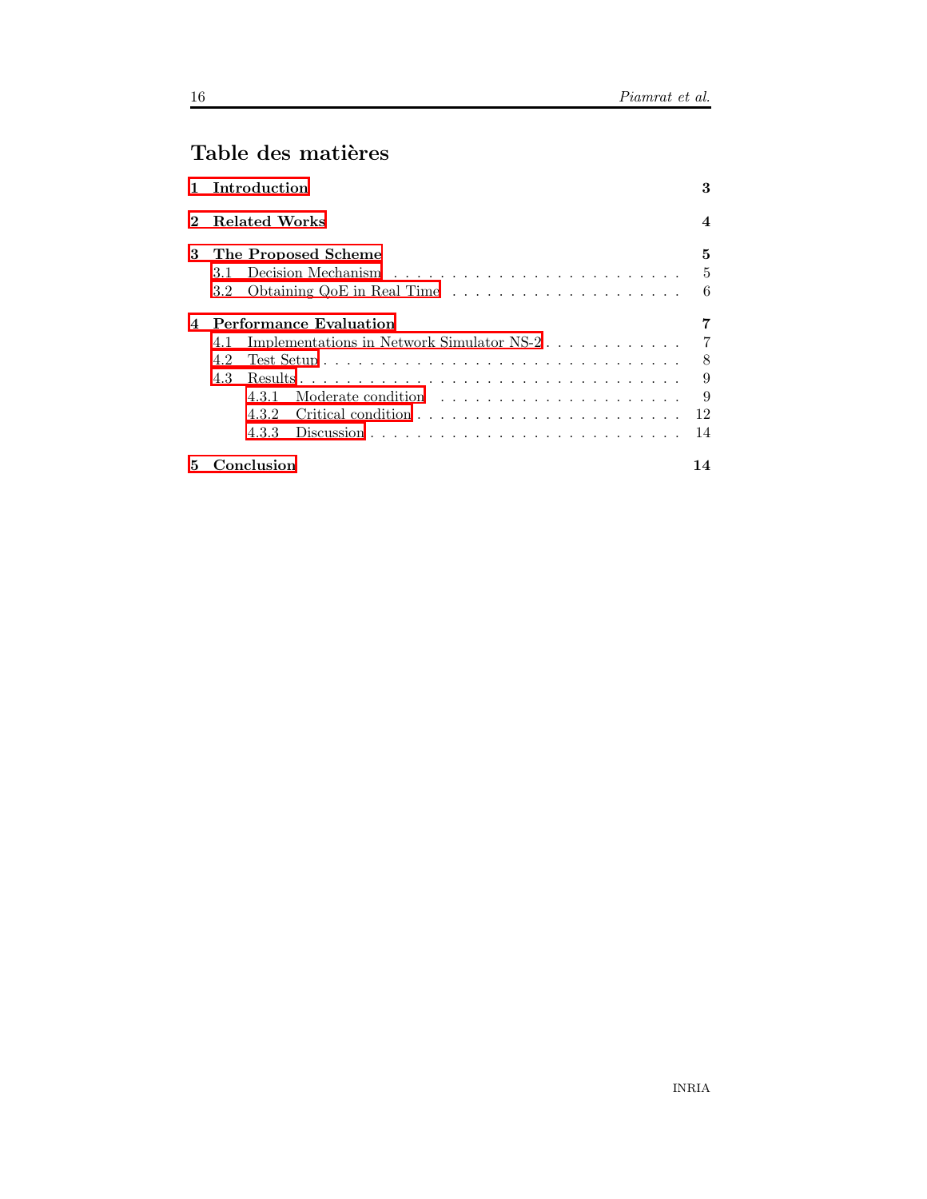# Table des matières

**1 Introduction** **3**

**2 Related Works** **4**

**3 The Proposed Scheme** **5**

- 3.1 Decision Mechanism . . . . . . . . . . . . . . . . . . . . . . . . . 5
- 3.2 Obtaining QoE in Real Time . . . . . . . . . . . . . . . . . . . . 6

**4 Performance Evaluation** **7**

- 4.1 Implementations in Network Simulator NS-2 . . . . . . . . . . . . 7
- 4.2 Test Setup . . . . . . . . . . . . . . . . . . . . . . . . . . . . . . 8
- 4.3 Results . . . . . . . . . . . . . . . . . . . . . . . . . . . . . . . . 9
  - 4.3.1 Moderate condition . . . . . . . . . . . . . . . . . . . . . 9
  - 4.3.2 Critical condition . . . . . . . . . . . . . . . . . . . . . . 12
  - 4.3.3 Discussion . . . . . . . . . . . . . . . . . . . . . . . . . . 14

**5 Conclusion** **14**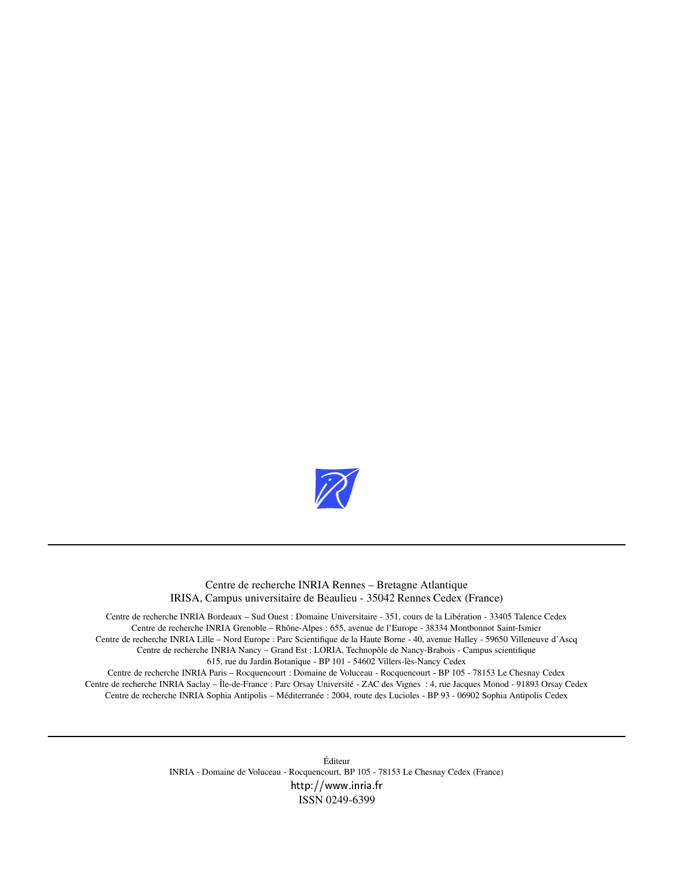Centre de recherche INRIA Rennes – Bretagne Atlantique
IRISA, Campus universitaire de Beaulieu - 35042 Rennes Cedex (France)

Centre de recherche INRIA Bordeaux – Sud Ouest : Domaine Universitaire - 351, cours de la Libération - 33405 Talence Cedex
Centre de recherche INRIA Grenoble – Rhône-Alpes : 655, avenue de l'Europe - 38334 Montbonnot Saint-Ismier
Centre de recherche INRIA Lille – Nord Europe : Parc Scientifique de la Haute Borne - 40, avenue Halley - 59650 Villeneuve d'Ascq
Centre de recherche INRIA Nancy – Grand Est : LORIA, Technopôle de Nancy-Brabois - Campus scientifique
615, rue du Jardin Botanique - BP 101 - 54602 Villers-lès-Nancy Cedex
Centre de recherche INRIA Paris – Rocquencourt : Domaine de Voluceau - Rocquencourt - BP 105 - 78153 Le Chesnay Cedex
Centre de recherche INRIA Saclay – Île-de-France : Parc Orsay Université - ZAC des Vignes : 4, rue Jacques Monod - 91893 Orsay Cedex
Centre de recherche INRIA Sophia Antipolis – Méditerranée : 2004, route des Lucioles - BP 93 - 06902 Sophia Antipolis Cedex

Éditeur
INRIA - Domaine de Voluceau - Rocquencourt, BP 105 - 78153 Le Chesnay Cedex (France)
http://www.inria.fr
ISSN 0249-6399